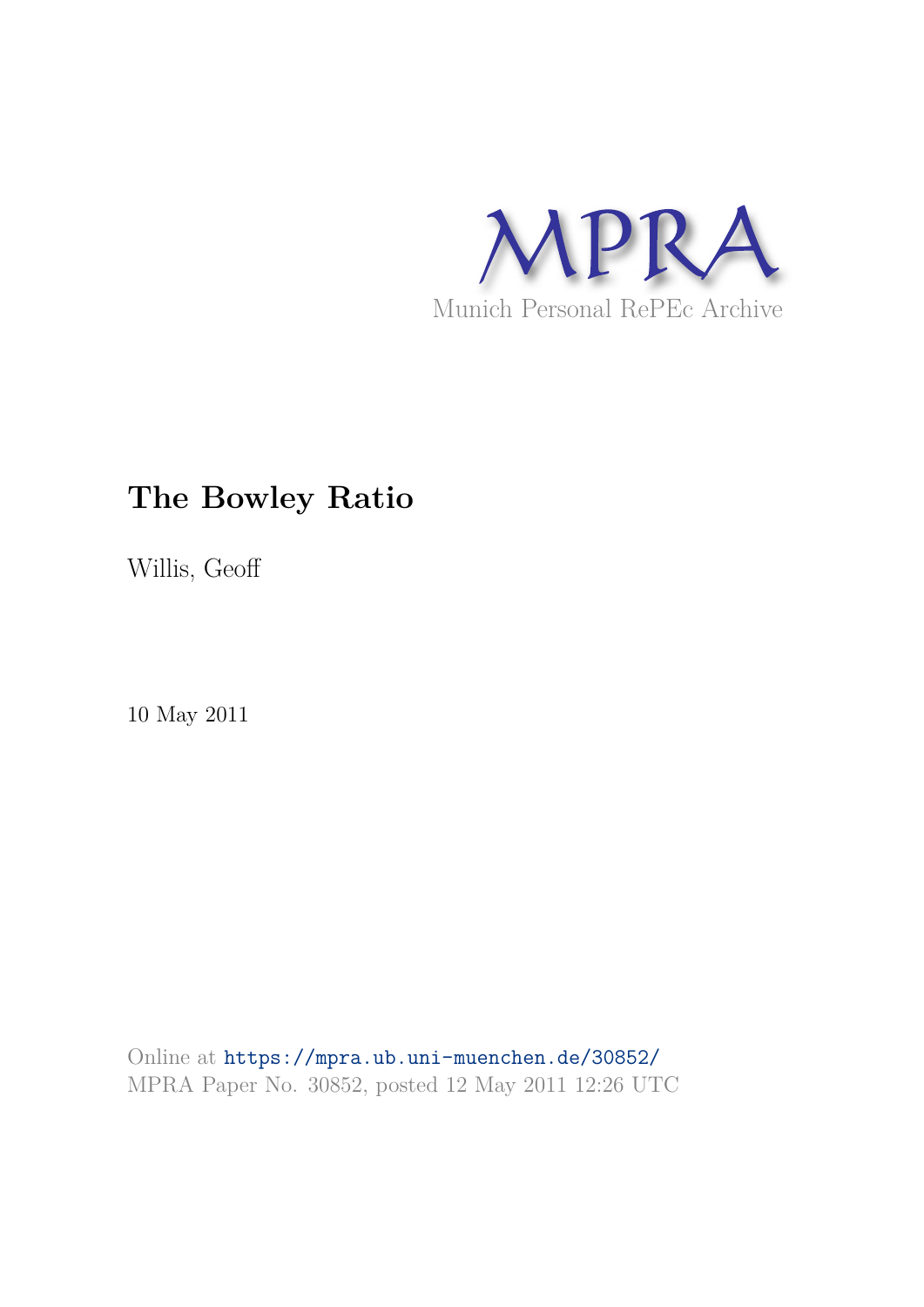MPRA

Munich Personal RePEc Archive

# The Bowley Ratio

Willis, Geoff

10 May 2011

Online at https://mpra.ub.uni-muenchen.de/30852/
MPRA Paper No. 30852, posted 12 May 2011 12:26 UTC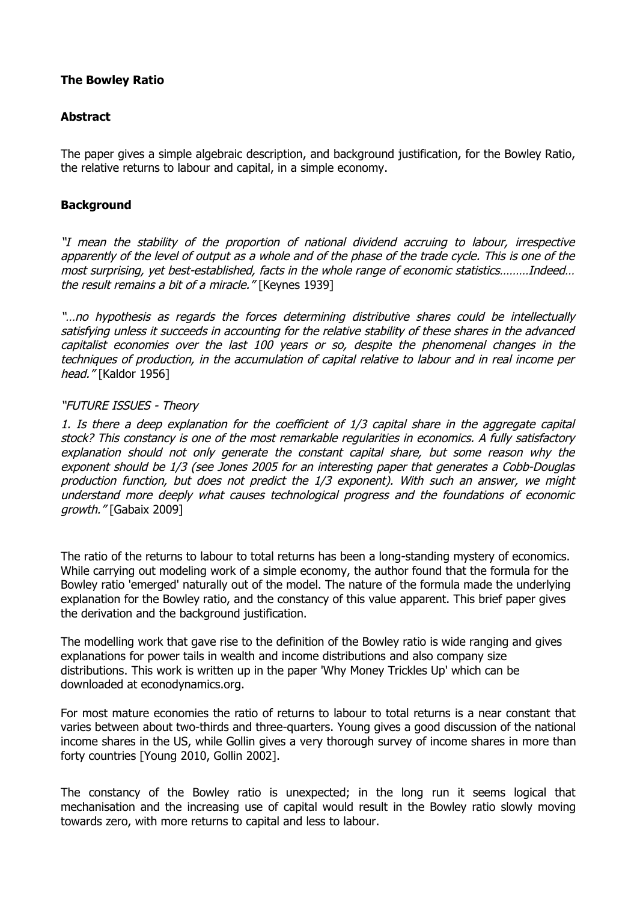**The Bowley Ratio**

**Abstract**

The paper gives a simple algebraic description, and background justification, for the Bowley Ratio, the relative returns to labour and capital, in a simple economy.

**Background**

*"I mean the stability of the proportion of national dividend accruing to labour, irrespective apparently of the level of output as a whole and of the phase of the trade cycle. This is one of the most surprising, yet best-established, facts in the whole range of economic statistics………Indeed… the result remains a bit of a miracle."* [Keynes 1939]

*"…no hypothesis as regards the forces determining distributive shares could be intellectually satisfying unless it succeeds in accounting for the relative stability of these shares in the advanced capitalist economies over the last 100 years or so, despite the phenomenal changes in the techniques of production, in the accumulation of capital relative to labour and in real income per head."* [Kaldor 1956]

*"FUTURE ISSUES - Theory*

*1. Is there a deep explanation for the coefficient of 1/3 capital share in the aggregate capital stock? This constancy is one of the most remarkable regularities in economics. A fully satisfactory explanation should not only generate the constant capital share, but some reason why the exponent should be 1/3 (see Jones 2005 for an interesting paper that generates a Cobb-Douglas production function, but does not predict the 1/3 exponent). With such an answer, we might understand more deeply what causes technological progress and the foundations of economic growth."* [Gabaix 2009]

The ratio of the returns to labour to total returns has been a long-standing mystery of economics. While carrying out modeling work of a simple economy, the author found that the formula for the Bowley ratio 'emerged' naturally out of the model. The nature of the formula made the underlying explanation for the Bowley ratio, and the constancy of this value apparent. This brief paper gives the derivation and the background justification.

The modelling work that gave rise to the definition of the Bowley ratio is wide ranging and gives explanations for power tails in wealth and income distributions and also company size distributions. This work is written up in the paper 'Why Money Trickles Up' which can be downloaded at econodynamics.org.

For most mature economies the ratio of returns to labour to total returns is a near constant that varies between about two-thirds and three-quarters. Young gives a good discussion of the national income shares in the US, while Gollin gives a very thorough survey of income shares in more than forty countries [Young 2010, Gollin 2002].

The constancy of the Bowley ratio is unexpected; in the long run it seems logical that mechanisation and the increasing use of capital would result in the Bowley ratio slowly moving towards zero, with more returns to capital and less to labour.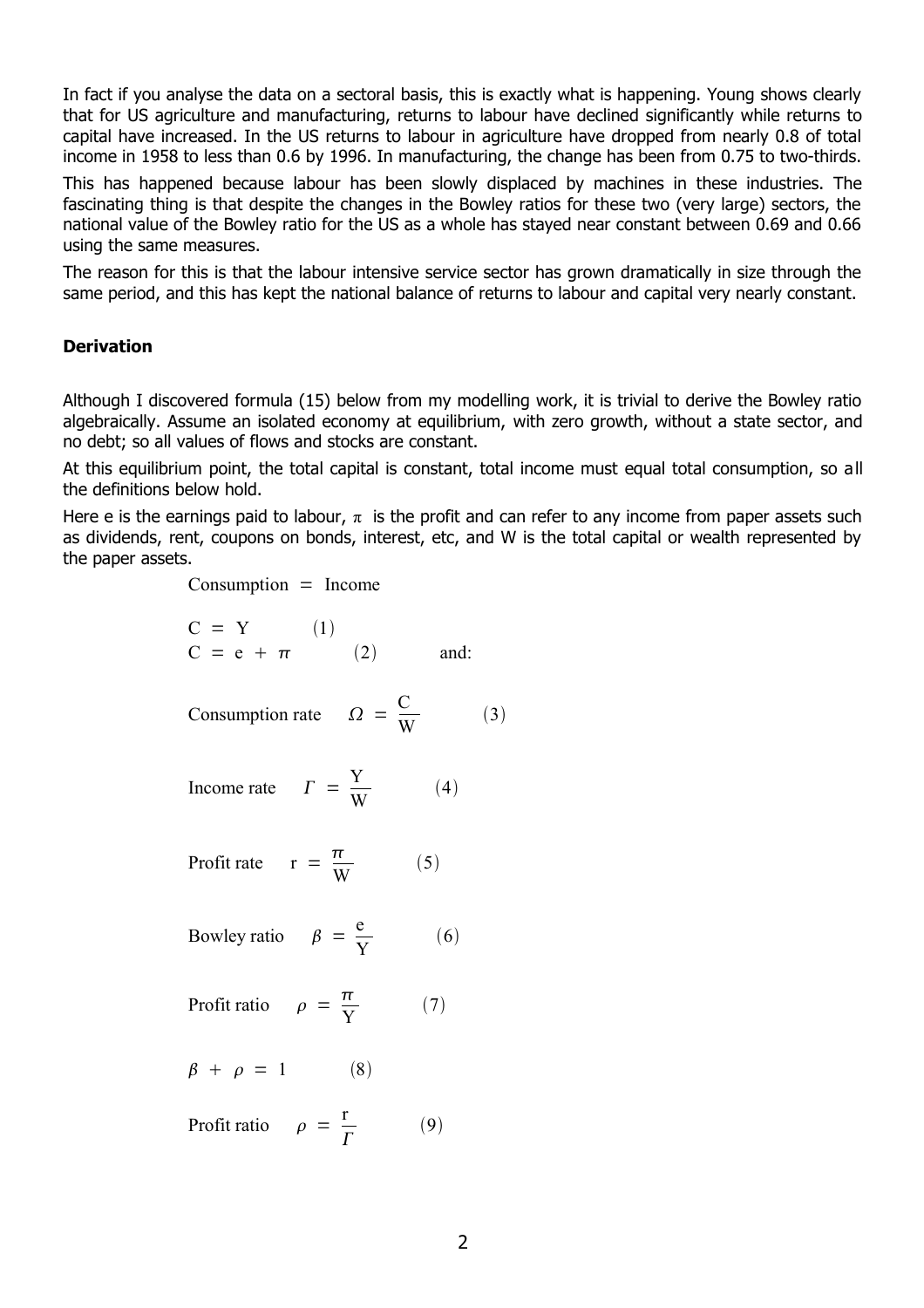In fact if you analyse the data on a sectoral basis, this is exactly what is happening. Young shows clearly that for US agriculture and manufacturing, returns to labour have declined significantly while returns to capital have increased. In the US returns to labour in agriculture have dropped from nearly 0.8 of total income in 1958 to less than 0.6 by 1996. In manufacturing, the change has been from 0.75 to two-thirds.

This has happened because labour has been slowly displaced by machines in these industries. The fascinating thing is that despite the changes in the Bowley ratios for these two (very large) sectors, the national value of the Bowley ratio for the US as a whole has stayed near constant between 0.69 and 0.66 using the same measures.

The reason for this is that the labour intensive service sector has grown dramatically in size through the same period, and this has kept the national balance of returns to labour and capital very nearly constant.

**Derivation**

Although I discovered formula (15) below from my modelling work, it is trivial to derive the Bowley ratio algebraically. Assume an isolated economy at equilibrium, with zero growth, without a state sector, and no debt; so all values of flows and stocks are constant.

At this equilibrium point, the total capital is constant, total income must equal total consumption, so all the definitions below hold.

Here e is the earnings paid to labour, $\pi$ is the profit and can refer to any income from paper assets such as dividends, rent, coupons on bonds, interest, etc, and W is the total capital or wealth represented by the paper assets.

Consumption = Income

$$C = Y \qquad (1)$$

$$C = e + \pi \qquad (2) \qquad \text{and:}$$

Consumption rate $\quad \Omega = \frac{C}{W} \qquad (3)$

Income rate $\quad \Gamma = \frac{Y}{W} \qquad (4)$

Profit rate $\quad r = \frac{\pi}{W} \qquad (5)$

Bowley ratio $\quad \beta = \frac{e}{Y} \qquad (6)$

Profit ratio $\quad \rho = \frac{\pi}{Y} \qquad (7)$

$$\beta + \rho = 1 \qquad (8)$$

Profit ratio $\quad \rho = \frac{r}{\Gamma} \qquad (9)$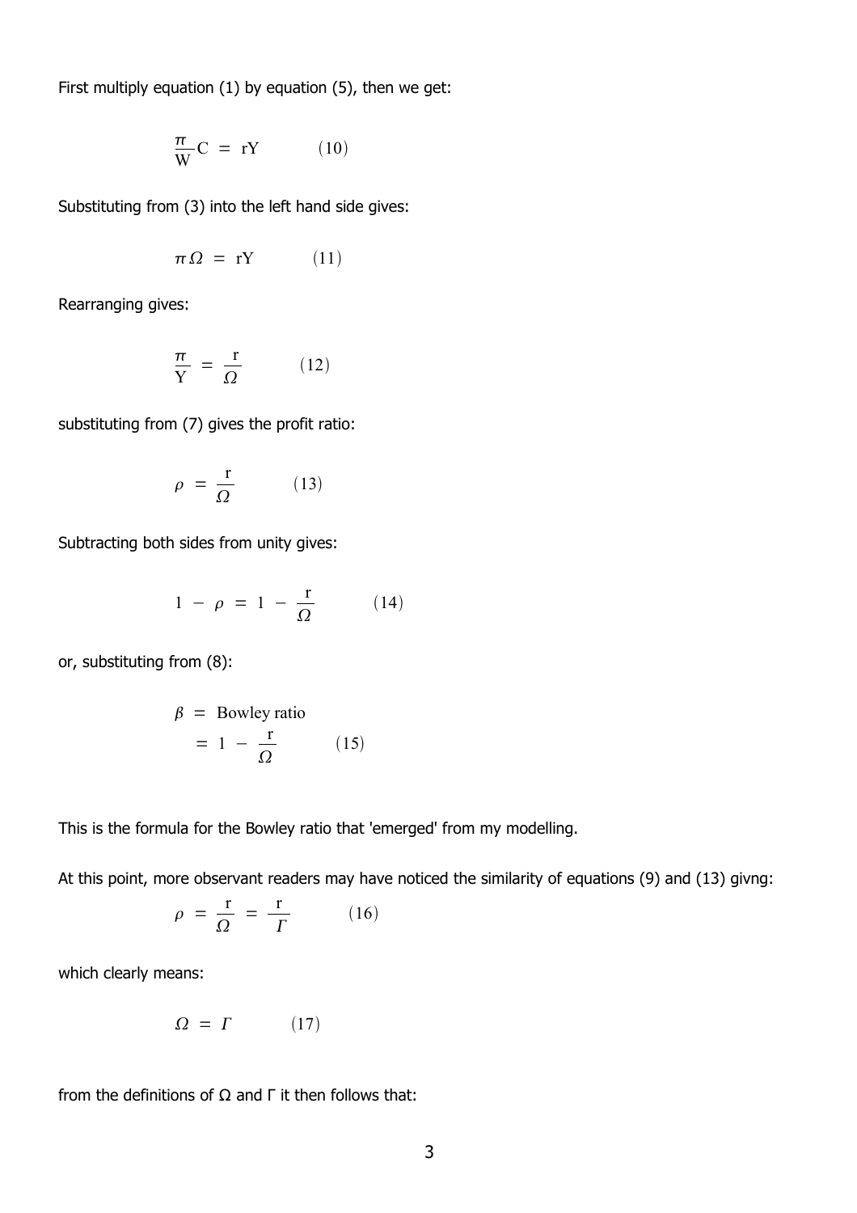First multiply equation (1) by equation (5), then we get:

$$\frac{\pi}{W}C = rY \qquad (10)$$

Substituting from (3) into the left hand side gives:

$$\pi\Omega = rY \qquad (11)$$

Rearranging gives:

$$\frac{\pi}{Y} = \frac{r}{\Omega} \qquad (12)$$

substituting from (7) gives the profit ratio:

$$\rho = \frac{r}{\Omega} \qquad (13)$$

Subtracting both sides from unity gives:

$$1 - \rho = 1 - \frac{r}{\Omega} \qquad (14)$$

or, substituting from (8):

$$\begin{aligned} \beta &= \text{Bowley ratio} \\ &= 1 - \frac{r}{\Omega} \qquad (15) \end{aligned}$$

This is the formula for the Bowley ratio that 'emerged' from my modelling.

At this point, more observant readers may have noticed the similarity of equations (9) and (13) givng:

$$\rho = \frac{r}{\Omega} = \frac{r}{\Gamma} \qquad (16)$$

which clearly means:

$$\Omega = \Gamma \qquad (17)$$

from the definitions of Ω and Γ it then follows that: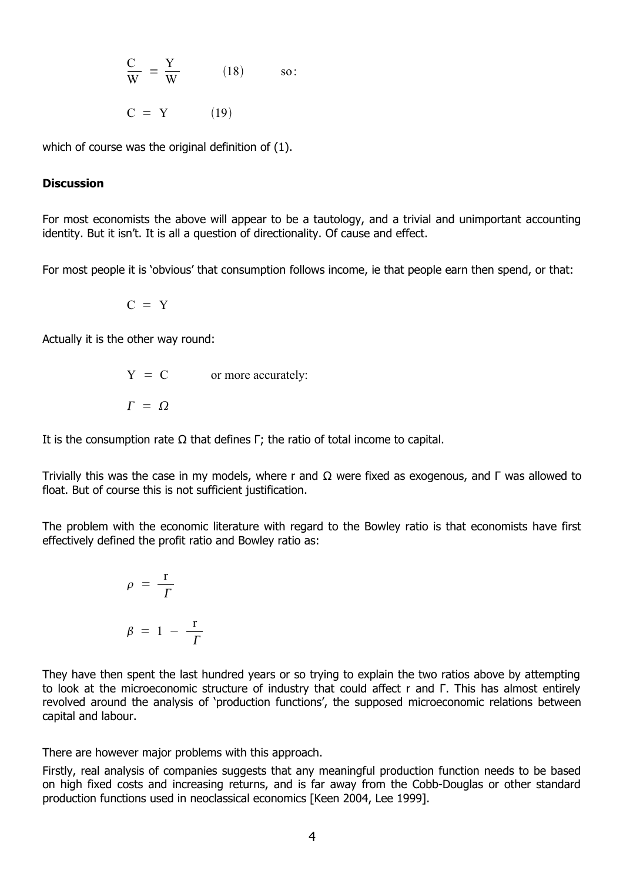$$\frac{C}{W} = \frac{Y}{W} \qquad (18) \qquad \text{so:}$$

$$C = Y \qquad (19)$$

which of course was the original definition of (1).

**Discussion**

For most economists the above will appear to be a tautology, and a trivial and unimportant accounting identity. But it isn't. It is all a question of directionality. Of cause and effect.

For most people it is 'obvious' that consumption follows income, ie that people earn then spend, or that:

$$C = Y$$

Actually it is the other way round:

$$Y = C \qquad \text{or more accurately:}$$

$$\Gamma = \Omega$$

It is the consumption rate $\Omega$ that defines $\Gamma$; the ratio of total income to capital.

Trivially this was the case in my models, where r and $\Omega$ were fixed as exogenous, and $\Gamma$ was allowed to float. But of course this is not sufficient justification.

The problem with the economic literature with regard to the Bowley ratio is that economists have first effectively defined the profit ratio and Bowley ratio as:

$$\rho = \frac{r}{\Gamma}$$

$$\beta = 1 - \frac{r}{\Gamma}$$

They have then spent the last hundred years or so trying to explain the two ratios above by attempting to look at the microeconomic structure of industry that could affect r and $\Gamma$. This has almost entirely revolved around the analysis of 'production functions', the supposed microeconomic relations between capital and labour.

There are however major problems with this approach.

Firstly, real analysis of companies suggests that any meaningful production function needs to be based on high fixed costs and increasing returns, and is far away from the Cobb-Douglas or other standard production functions used in neoclassical economics [Keen 2004, Lee 1999].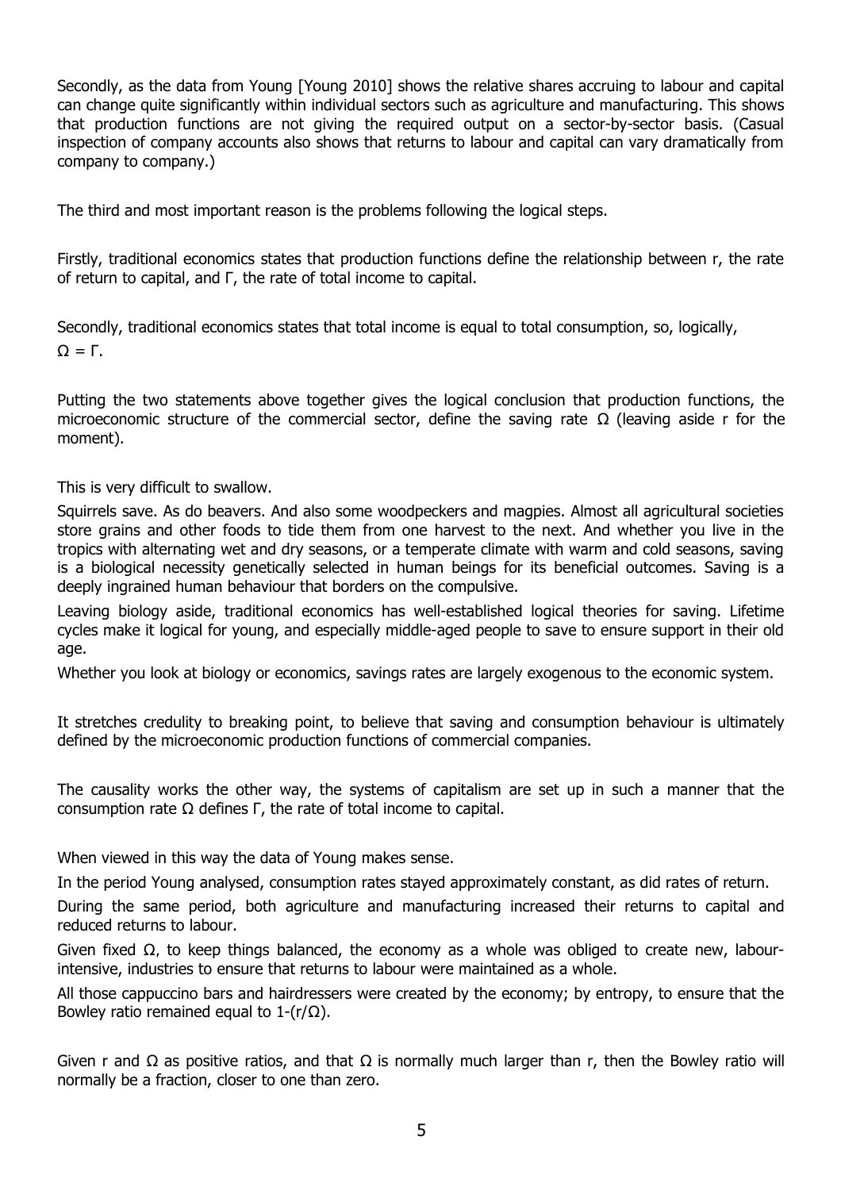Secondly, as the data from Young [Young 2010] shows the relative shares accruing to labour and capital can change quite significantly within individual sectors such as agriculture and manufacturing. This shows that production functions are not giving the required output on a sector-by-sector basis. (Casual inspection of company accounts also shows that returns to labour and capital can vary dramatically from company to company.)

The third and most important reason is the problems following the logical steps.

Firstly, traditional economics states that production functions define the relationship between r, the rate of return to capital, and Γ, the rate of total income to capital.

Secondly, traditional economics states that total income is equal to total consumption, so, logically, $\Omega = \Gamma$.

Putting the two statements above together gives the logical conclusion that production functions, the microeconomic structure of the commercial sector, define the saving rate Ω (leaving aside r for the moment).

This is very difficult to swallow.

Squirrels save. As do beavers. And also some woodpeckers and magpies. Almost all agricultural societies store grains and other foods to tide them from one harvest to the next. And whether you live in the tropics with alternating wet and dry seasons, or a temperate climate with warm and cold seasons, saving is a biological necessity genetically selected in human beings for its beneficial outcomes. Saving is a deeply ingrained human behaviour that borders on the compulsive.

Leaving biology aside, traditional economics has well-established logical theories for saving. Lifetime cycles make it logical for young, and especially middle-aged people to save to ensure support in their old age.

Whether you look at biology or economics, savings rates are largely exogenous to the economic system.

It stretches credulity to breaking point, to believe that saving and consumption behaviour is ultimately defined by the microeconomic production functions of commercial companies.

The causality works the other way, the systems of capitalism are set up in such a manner that the consumption rate Ω defines Γ, the rate of total income to capital.

When viewed in this way the data of Young makes sense.

In the period Young analysed, consumption rates stayed approximately constant, as did rates of return.

During the same period, both agriculture and manufacturing increased their returns to capital and reduced returns to labour.

Given fixed Ω, to keep things balanced, the economy as a whole was obliged to create new, labour-intensive, industries to ensure that returns to labour were maintained as a whole.

All those cappuccino bars and hairdressers were created by the economy; by entropy, to ensure that the Bowley ratio remained equal to $1-(r/\Omega)$.

Given r and Ω as positive ratios, and that Ω is normally much larger than r, then the Bowley ratio will normally be a fraction, closer to one than zero.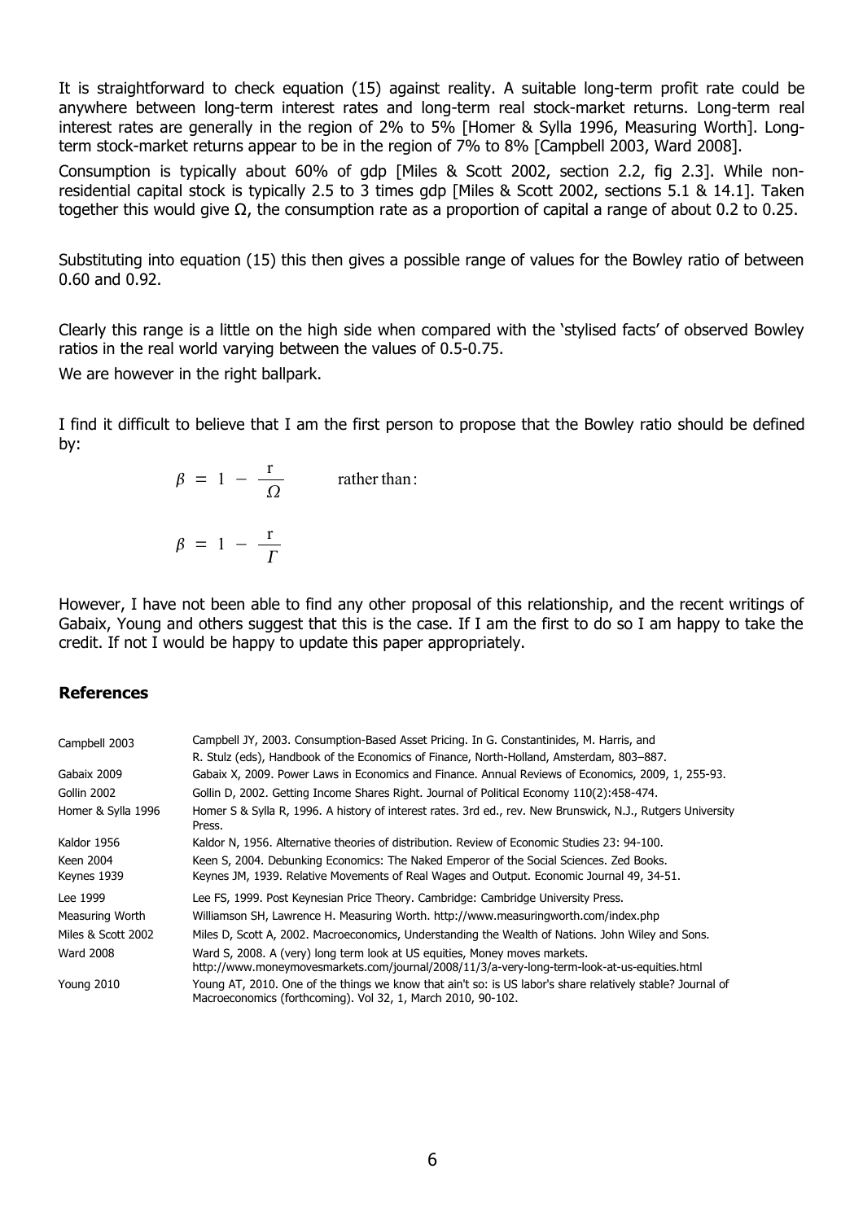It is straightforward to check equation (15) against reality. A suitable long-term profit rate could be anywhere between long-term interest rates and long-term real stock-market returns. Long-term real interest rates are generally in the region of 2% to 5% [Homer & Sylla 1996, Measuring Worth]. Long-term stock-market returns appear to be in the region of 7% to 8% [Campbell 2003, Ward 2008].

Consumption is typically about 60% of gdp [Miles & Scott 2002, section 2.2, fig 2.3]. While non-residential capital stock is typically 2.5 to 3 times gdp [Miles & Scott 2002, sections 5.1 & 14.1]. Taken together this would give Ω, the consumption rate as a proportion of capital a range of about 0.2 to 0.25.

Substituting into equation (15) this then gives a possible range of values for the Bowley ratio of between 0.60 and 0.92.

Clearly this range is a little on the high side when compared with the 'stylised facts' of observed Bowley ratios in the real world varying between the values of 0.5-0.75.

We are however in the right ballpark.

I find it difficult to believe that I am the first person to propose that the Bowley ratio should be defined by:

$$\beta = 1 - \frac{r}{\Omega} \qquad \text{rather than:}$$

$$\beta = 1 - \frac{r}{\Gamma}$$

However, I have not been able to find any other proposal of this relationship, and the recent writings of Gabaix, Young and others suggest that this is the case. If I am the first to do so I am happy to take the credit. If not I would be happy to update this paper appropriately.

## References

| | |
|---|---|
| Campbell 2003 | Campbell JY, 2003. Consumption-Based Asset Pricing. In G. Constantinides, M. Harris, and R. Stulz (eds), Handbook of the Economics of Finance, North-Holland, Amsterdam, 803–887. |
| Gabaix 2009 | Gabaix X, 2009. Power Laws in Economics and Finance. Annual Reviews of Economics, 2009, 1, 255-93. |
| Gollin 2002 | Gollin D, 2002. Getting Income Shares Right. Journal of Political Economy 110(2):458-474. |
| Homer & Sylla 1996 | Homer S & Sylla R, 1996. A history of interest rates. 3rd ed., rev. New Brunswick, N.J., Rutgers University Press. |
| Kaldor 1956 | Kaldor N, 1956. Alternative theories of distribution. Review of Economic Studies 23: 94-100. |
| Keen 2004 | Keen S, 2004. Debunking Economics: The Naked Emperor of the Social Sciences. Zed Books. |
| Keynes 1939 | Keynes JM, 1939. Relative Movements of Real Wages and Output. Economic Journal 49, 34-51. |
| Lee 1999 | Lee FS, 1999. Post Keynesian Price Theory. Cambridge: Cambridge University Press. |
| Measuring Worth | Williamson SH, Lawrence H. Measuring Worth. http://www.measuringworth.com/index.php |
| Miles & Scott 2002 | Miles D, Scott A, 2002. Macroeconomics, Understanding the Wealth of Nations. John Wiley and Sons. |
| Ward 2008 | Ward S, 2008. A (very) long term look at US equities, Money moves markets. http://www.moneymovesmarkets.com/journal/2008/11/3/a-very-long-term-look-at-us-equities.html |
| Young 2010 | Young AT, 2010. One of the things we know that ain't so: is US labor's share relatively stable? Journal of Macroeconomics (forthcoming). Vol 32, 1, March 2010, 90-102. |